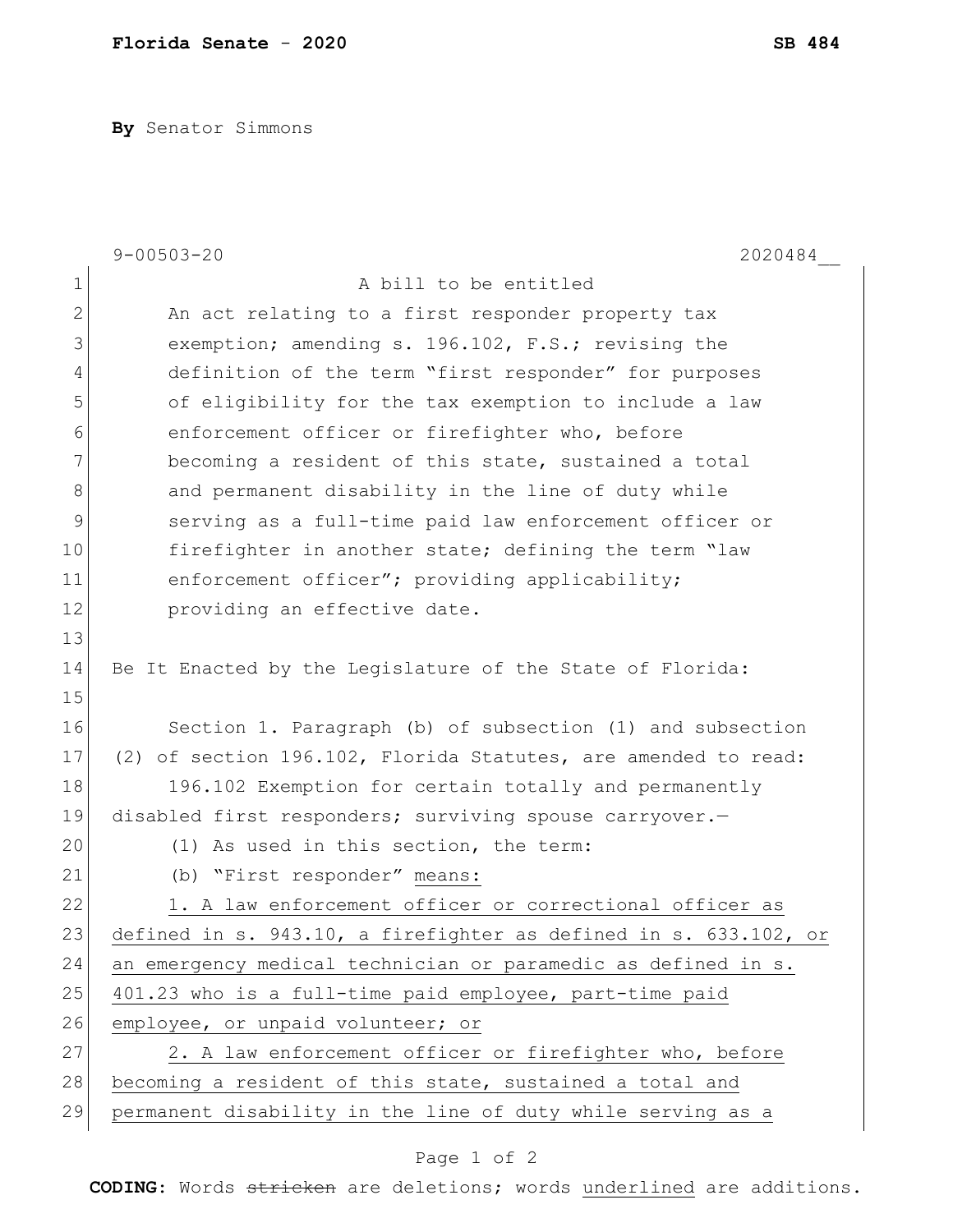**By** Senator Simmons

9-00503-20 2020484__

A bill to be entitled

An act relating to a first responder property tax exemption; amending s. 196.102, F.S.; revising the definition of the term "first responder" for purposes of eligibility for the tax exemption to include a law enforcement officer or firefighter who, before becoming a resident of this state, sustained a total and permanent disability in the line of duty while serving as a full-time paid law enforcement officer or firefighter in another state; defining the term "law enforcement officer"; providing applicability; providing an effective date.

Be It Enacted by the Legislature of the State of Florida:

Section 1. Paragraph (b) of subsection (1) and subsection (2) of section 196.102, Florida Statutes, are amended to read:

196.102 Exemption for certain totally and permanently disabled first responders; surviving spouse carryover.—

(1) As used in this section, the term:

(b) "First responder" <u>means:</u>

<u>1. A law enforcement officer or correctional officer as defined in s. 943.10, a firefighter as defined in s. 633.102, or an emergency medical technician or paramedic as defined in s. 401.23 who is a full-time paid employee, part-time paid employee, or unpaid volunteer; or</u>

<u>2. A law enforcement officer or firefighter who, before becoming a resident of this state, sustained a total and permanent disability in the line of duty while serving as a</u>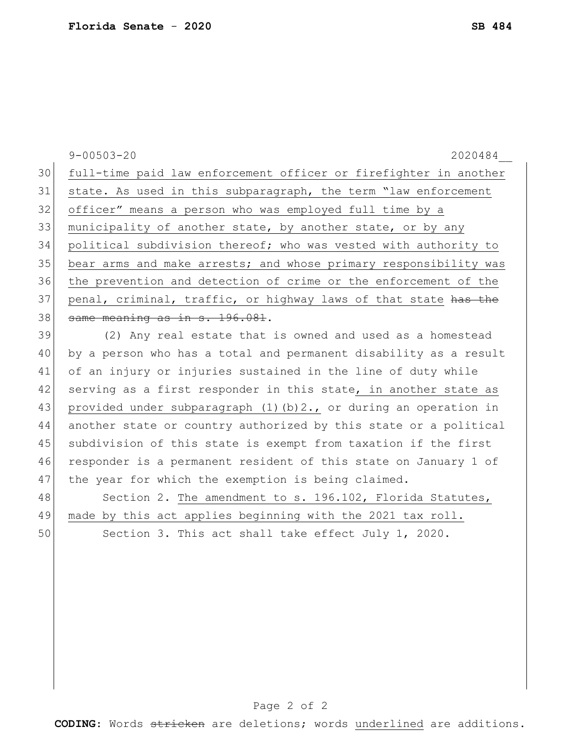9-00503-20 2020484__

30 <u>full-time paid law enforcement officer or firefighter in another</u>
31 <u>state. As used in this subparagraph, the term "law enforcement</u>
32 <u>officer" means a person who was employed full time by a</u>
33 <u>municipality of another state, by another state, or by any</u>
34 <u>political subdivision thereof; who was vested with authority to</u>
35 <u>bear arms and make arrests; and whose primary responsibility was</u>
36 <u>the prevention and detection of crime or the enforcement of the</u>
37 <u>penal, criminal, traffic, or highway laws of that state</u> ~~has the~~
38 ~~same meaning as in s. 196.081~~.

39 (2) Any real estate that is owned and used as a homestead
40 by a person who has a total and permanent disability as a result
41 of an injury or injuries sustained in the line of duty while
42 serving as a first responder in this state<u>, in another state as</u>
43 <u>provided under subparagraph (1)(b)2.,</u> or during an operation in
44 another state or country authorized by this state or a political
45 subdivision of this state is exempt from taxation if the first
46 responder is a permanent resident of this state on January 1 of
47 the year for which the exemption is being claimed.

48 Section 2. <u>The amendment to s. 196.102, Florida Statutes,</u>
49 <u>made by this act applies beginning with the 2021 tax roll.</u>

50 Section 3. This act shall take effect July 1, 2020.

**CODING:** Words ~~stricken~~ are deletions; words <u>underlined</u> are additions.